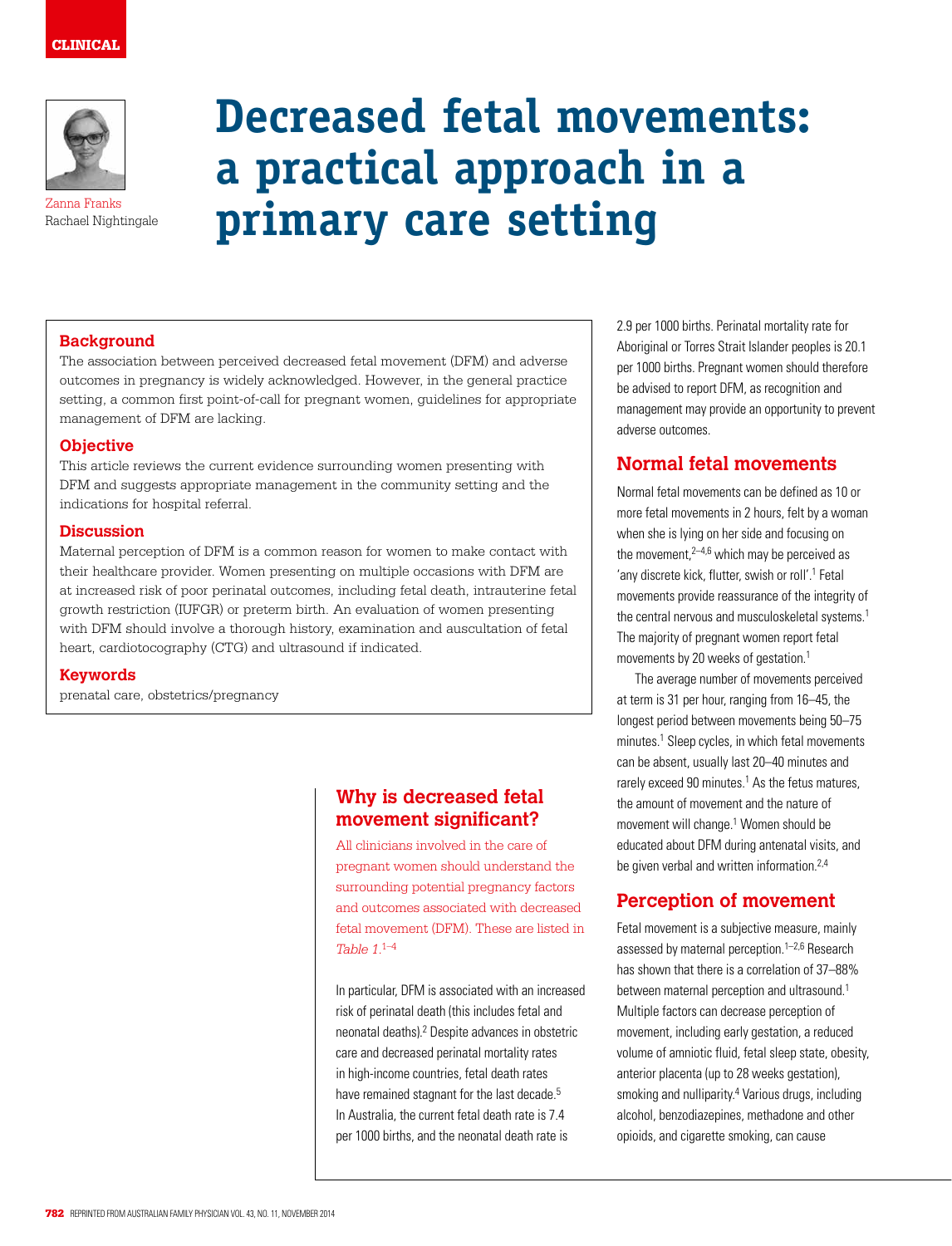# Decreased fetal movements: a practical approach in a primary care setting

Zanna Franks
Rachael Nightingale

### Background

The association between perceived decreased fetal movement (DFM) and adverse outcomes in pregnancy is widely acknowledged. However, in the general practice setting, a common first point-of-call for pregnant women, guidelines for appropriate management of DFM are lacking.

### Objective

This article reviews the current evidence surrounding women presenting with DFM and suggests appropriate management in the community setting and the indications for hospital referral.

### Discussion

Maternal perception of DFM is a common reason for women to make contact with their healthcare provider. Women presenting on multiple occasions with DFM are at increased risk of poor perinatal outcomes, including fetal death, intrauterine fetal growth restriction (IUFGR) or preterm birth. An evaluation of women presenting with DFM should involve a thorough history, examination and auscultation of fetal heart, cardiotocography (CTG) and ultrasound if indicated.

### Keywords

prenatal care, obstetrics/pregnancy

## Why is decreased fetal movement significant?

All clinicians involved in the care of pregnant women should understand the surrounding potential pregnancy factors and outcomes associated with decreased fetal movement (DFM). These are listed in *Table 1*.[1–4]

In particular, DFM is associated with an increased risk of perinatal death (this includes fetal and neonatal deaths).[2] Despite advances in obstetric care and decreased perinatal mortality rates in high-income countries, fetal death rates have remained stagnant for the last decade.[5] In Australia, the current fetal death rate is 7.4 per 1000 births, and the neonatal death rate is 2.9 per 1000 births. Perinatal mortality rate for Aboriginal or Torres Strait Islander peoples is 20.1 per 1000 births. Pregnant women should therefore be advised to report DFM, as recognition and management may provide an opportunity to prevent adverse outcomes.

## Normal fetal movements

Normal fetal movements can be defined as 10 or more fetal movements in 2 hours, felt by a woman when she is lying on her side and focusing on the movement,[2–4,6] which may be perceived as 'any discrete kick, flutter, swish or roll'.[1] Fetal movements provide reassurance of the integrity of the central nervous and musculoskeletal systems.[1] The majority of pregnant women report fetal movements by 20 weeks of gestation.[1]

The average number of movements perceived at term is 31 per hour, ranging from 16–45, the longest period between movements being 50–75 minutes.[1] Sleep cycles, in which fetal movements can be absent, usually last 20–40 minutes and rarely exceed 90 minutes.[1] As the fetus matures, the amount of movement and the nature of movement will change.[1] Women should be educated about DFM during antenatal visits, and be given verbal and written information.[2,4]

## Perception of movement

Fetal movement is a subjective measure, mainly assessed by maternal perception.[1–2,6] Research has shown that there is a correlation of 37–88% between maternal perception and ultrasound.[1] Multiple factors can decrease perception of movement, including early gestation, a reduced volume of amniotic fluid, fetal sleep state, obesity, anterior placenta (up to 28 weeks gestation), smoking and nulliparity.[4] Various drugs, including alcohol, benzodiazepines, methadone and other opioids, and cigarette smoking, can cause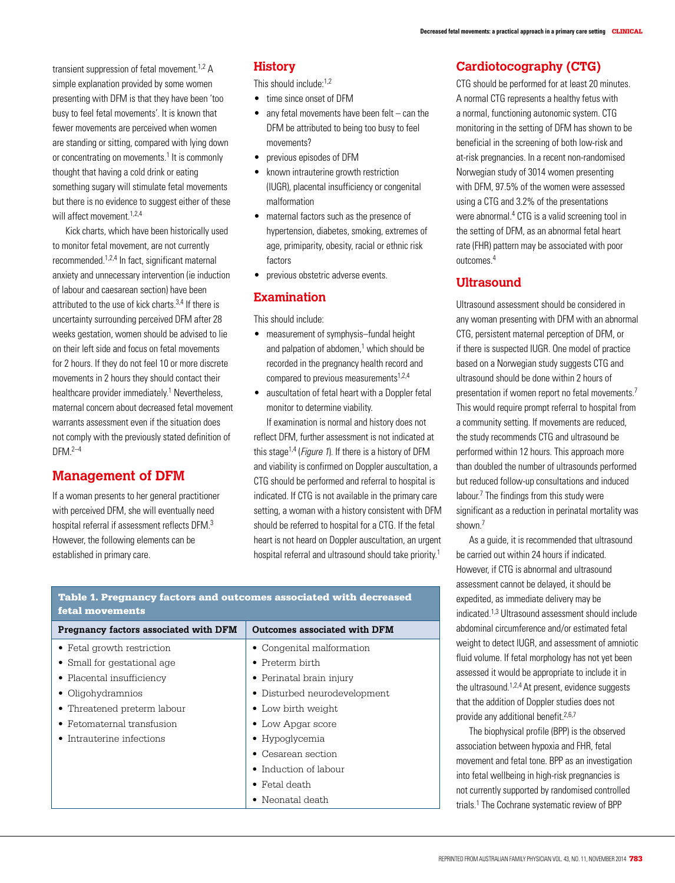transient suppression of fetal movement.[1,2] A simple explanation provided by some women presenting with DFM is that they have been 'too busy to feel fetal movements'. It is known that fewer movements are perceived when women are standing or sitting, compared with lying down or concentrating on movements.[1] It is commonly thought that having a cold drink or eating something sugary will stimulate fetal movements but there is no evidence to suggest either of these will affect movement.[1,2,4]

Kick charts, which have been historically used to monitor fetal movement, are not currently recommended.[1,2,4] In fact, significant maternal anxiety and unnecessary intervention (ie induction of labour and caesarean section) have been attributed to the use of kick charts.[3,4] If there is uncertainty surrounding perceived DFM after 28 weeks gestation, women should be advised to lie on their left side and focus on fetal movements for 2 hours. If they do not feel 10 or more discrete movements in 2 hours they should contact their healthcare provider immediately.[1] Nevertheless, maternal concern about decreased fetal movement warrants assessment even if the situation does not comply with the previously stated definition of DFM.[2–4]

## Management of DFM

If a woman presents to her general practitioner with perceived DFM, she will eventually need hospital referral if assessment reflects DFM.[3] However, the following elements can be established in primary care.

### History

This should include:[1,2]

- time since onset of DFM
- any fetal movements have been felt – can the DFM be attributed to being too busy to feel movements?
- previous episodes of DFM
- known intrauterine growth restriction (IUGR), placental insufficiency or congenital malformation
- maternal factors such as the presence of hypertension, diabetes, smoking, extremes of age, primiparity, obesity, racial or ethnic risk factors
- previous obstetric adverse events.

### Examination

This should include:

- measurement of symphysis–fundal height and palpation of abdomen,[1] which should be recorded in the pregnancy health record and compared to previous measurements[1,2,4]
- auscultation of fetal heart with a Doppler fetal monitor to determine viability.

If examination is normal and history does not reflect DFM, further assessment is not indicated at this stage[1,4] (*Figure 1*). If there is a history of DFM and viability is confirmed on Doppler auscultation, a CTG should be performed and referral to hospital is indicated. If CTG is not available in the primary care setting, a woman with a history consistent with DFM should be referred to hospital for a CTG. If the fetal heart is not heard on Doppler auscultation, an urgent hospital referral and ultrasound should take priority.[1]

**Table 1. Pregnancy factors and outcomes associated with decreased fetal movements**

| Pregnancy factors associated with DFM | Outcomes associated with DFM |
|---|---|
| • Fetal growth restriction<br>• Small for gestational age<br>• Placental insufficiency<br>• Oligohydramnios<br>• Threatened preterm labour<br>• Fetomaternal transfusion<br>• Intrauterine infections | • Congenital malformation<br>• Preterm birth<br>• Perinatal brain injury<br>• Disturbed neurodevelopment<br>• Low birth weight<br>• Low Apgar score<br>• Hypoglycemia<br>• Cesarean section<br>• Induction of labour<br>• Fetal death<br>• Neonatal death |

### Cardiotocography (CTG)

CTG should be performed for at least 20 minutes. A normal CTG represents a healthy fetus with a normal, functioning autonomic system. CTG monitoring in the setting of DFM has shown to be beneficial in the screening of both low-risk and at-risk pregnancies. In a recent non-randomised Norwegian study of 3014 women presenting with DFM, 97.5% of the women were assessed using a CTG and 3.2% of the presentations were abnormal.[4] CTG is a valid screening tool in the setting of DFM, as an abnormal fetal heart rate (FHR) pattern may be associated with poor outcomes.[4]

### Ultrasound

Ultrasound assessment should be considered in any woman presenting with DFM with an abnormal CTG, persistent maternal perception of DFM, or if there is suspected IUGR. One model of practice based on a Norwegian study suggests CTG and ultrasound should be done within 2 hours of presentation if women report no fetal movements.[7] This would require prompt referral to hospital from a community setting. If movements are reduced, the study recommends CTG and ultrasound be performed within 12 hours. This approach more than doubled the number of ultrasounds performed but reduced follow-up consultations and induced labour.[7] The findings from this study were significant as a reduction in perinatal mortality was shown.[7]

As a guide, it is recommended that ultrasound be carried out within 24 hours if indicated. However, if CTG is abnormal and ultrasound assessment cannot be delayed, it should be expedited, as immediate delivery may be indicated.[1,3] Ultrasound assessment should include abdominal circumference and/or estimated fetal weight to detect IUGR, and assessment of amniotic fluid volume. If fetal morphology has not yet been assessed it would be appropriate to include it in the ultrasound.[1,2,4] At present, evidence suggests that the addition of Doppler studies does not provide any additional benefit.[2,6,7]

The biophysical profile (BPP) is the observed association between hypoxia and FHR, fetal movement and fetal tone. BPP as an investigation into fetal wellbeing in high-risk pregnancies is not currently supported by randomised controlled trials.[1] The Cochrane systematic review of BPP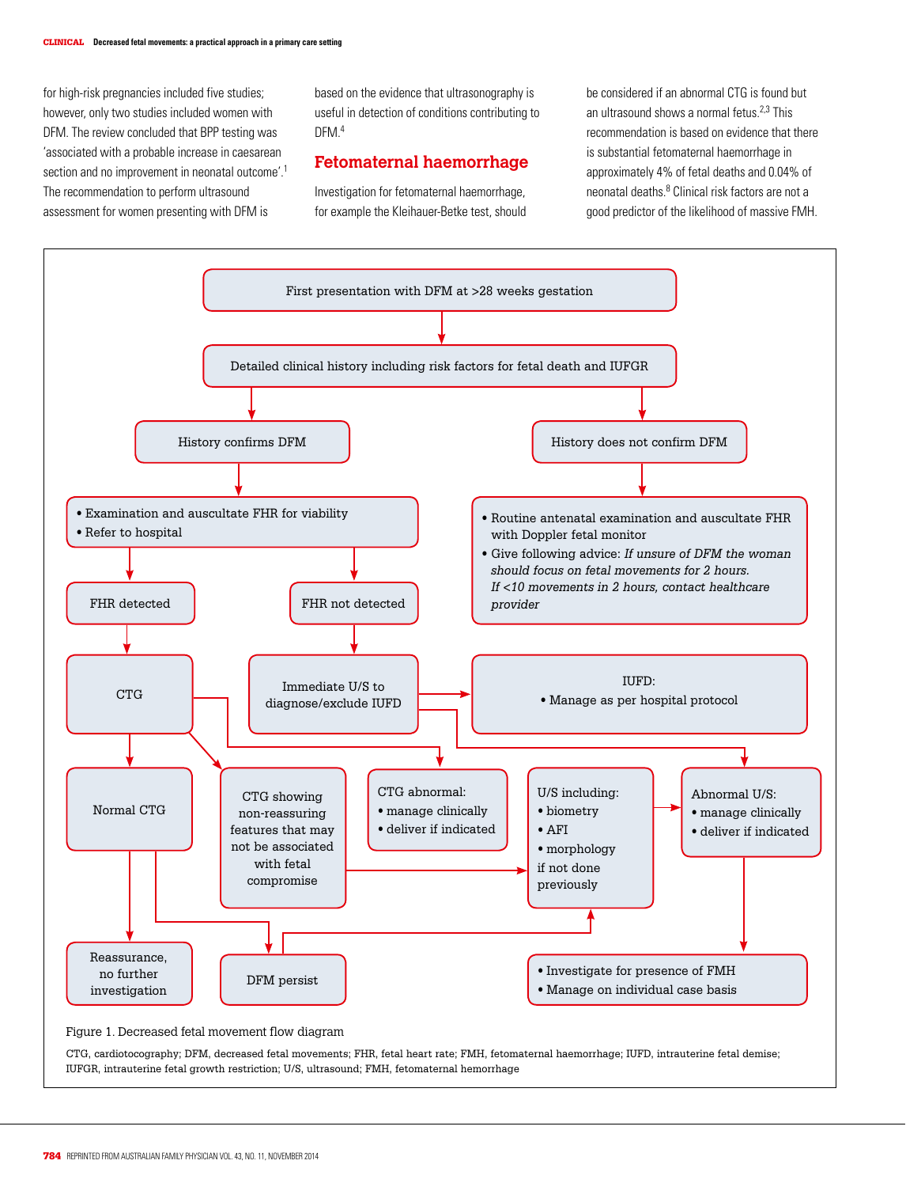for high-risk pregnancies included five studies; however, only two studies included women with DFM. The review concluded that BPP testing was 'associated with a probable increase in caesarean section and no improvement in neonatal outcome'.[1] The recommendation to perform ultrasound assessment for women presenting with DFM is based on the evidence that ultrasonography is useful in detection of conditions contributing to DFM.[4]

## Fetomaternal haemorrhage

Investigation for fetomaternal haemorrhage, for example the Kleihauer-Betke test, should be considered if an abnormal CTG is found but an ultrasound shows a normal fetus.[2,3] This recommendation is based on evidence that there is substantial fetomaternal haemorrhage in approximately 4% of fetal deaths and 0.04% of neonatal deaths.[8] Clinical risk factors are not a good predictor of the likelihood of massive FMH.

First presentation with DFM at >28 weeks gestation

Detailed clinical history including risk factors for fetal death and IUFGR

History confirms DFM

- Examination and auscultate FHR for viability
- Refer to hospital

FHR detected

CTG

Normal CTG

Reassurance, no further investigation

DFM persist

CTG showing non-reassuring features that may not be associated with fetal compromise

CTG abnormal:
- manage clinically
- deliver if indicated

FHR not detected

Immediate U/S to diagnose/exclude IUFD

IUFD:
- Manage as per hospital protocol

U/S including:
- biometry
- AFI
- morphology

if not done previously

Abnormal U/S:
- manage clinically
- deliver if indicated

- Investigate for presence of FMH
- Manage on individual case basis

History does not confirm DFM

- Routine antenatal examination and auscultate FHR with Doppler fetal monitor
- Give following advice: *If unsure of DFM the woman should focus on fetal movements for 2 hours. If <10 movements in 2 hours, contact healthcare provider*

Figure 1. Decreased fetal movement flow diagram

CTG, cardiotocography; DFM, decreased fetal movements; FHR, fetal heart rate; FMH, fetomaternal haemorrhage; IUFD, intrauterine fetal demise; IUFGR, intrauterine fetal growth restriction; U/S, ultrasound; FMH, fetomaternal hemorrhage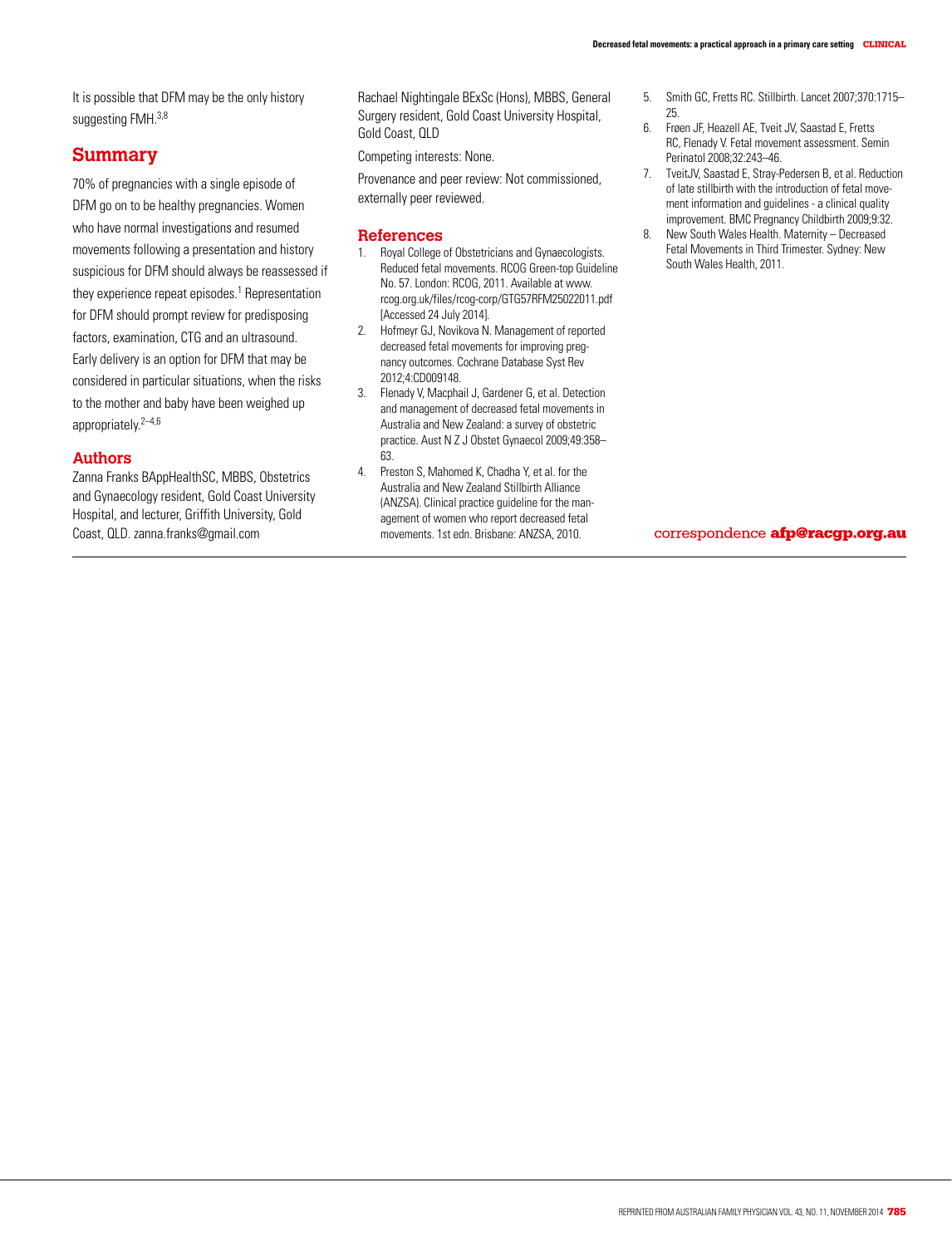It is possible that DFM may be the only history suggesting FMH.[3,8]

## Summary

70% of pregnancies with a single episode of DFM go on to be healthy pregnancies. Women who have normal investigations and resumed movements following a presentation and history suspicious for DFM should always be reassessed if they experience repeat episodes.[1] Representation for DFM should prompt review for predisposing factors, examination, CTG and an ultrasound. Early delivery is an option for DFM that may be considered in particular situations, when the risks to the mother and baby have been weighed up appropriately.[2–4,6]

### Authors

Zanna Franks BAppHealthSC, MBBS, Obstetrics and Gynaecology resident, Gold Coast University Hospital, and lecturer, Griffith University, Gold Coast, QLD. zanna.franks@gmail.com

Rachael Nightingale BExSc (Hons), MBBS, General Surgery resident, Gold Coast University Hospital, Gold Coast, QLD

Competing interests: None.

Provenance and peer review: Not commissioned, externally peer reviewed.

### References

1. Royal College of Obstetricians and Gynaecologists. Reduced fetal movements. RCOG Green-top Guideline No. 57. London: RCOG, 2011. Available at www.rcog.org.uk/files/rcog-corp/GTG57RFM25022011.pdf [Accessed 24 July 2014].
2. Hofmeyr GJ, Novikova N. Management of reported decreased fetal movements for improving pregnancy outcomes. Cochrane Database Syst Rev 2012;4:CD009148.
3. Flenady V, Macphail J, Gardener G, et al. Detection and management of decreased fetal movements in Australia and New Zealand: a survey of obstetric practice. Aust N Z J Obstet Gynaecol 2009;49:358–63.
4. Preston S, Mahomed K, Chadha Y, et al. for the Australia and New Zealand Stillbirth Alliance (ANZSA). Clinical practice guideline for the management of women who report decreased fetal movements. 1st edn. Brisbane: ANZSA, 2010.
5. Smith GC, Fretts RC. Stillbirth. Lancet 2007;370:1715–25.
6. Frøen JF, Heazell AE, Tveit JV, Saastad E, Fretts RC, Flenady V. Fetal movement assessment. Semin Perinatol 2008;32:243–46.
7. TveitJV, Saastad E, Stray-Pedersen B, et al. Reduction of late stillbirth with the introduction of fetal movement information and guidelines - a clinical quality improvement. BMC Pregnancy Childbirth 2009;9:32.
8. New South Wales Health. Maternity – Decreased Fetal Movements in Third Trimester. Sydney: New South Wales Health, 2011.

correspondence **afp@racgp.org.au**